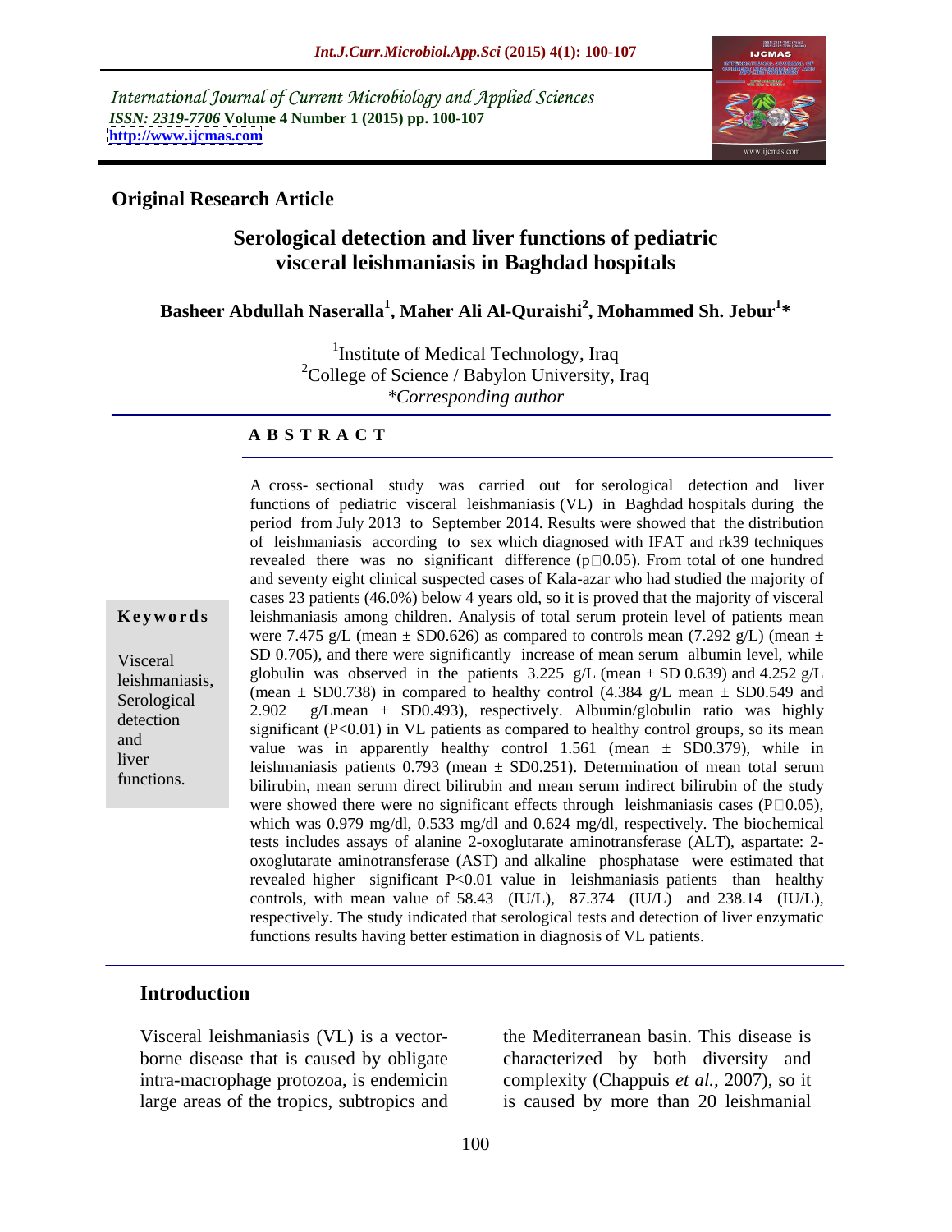International Journal of Current Microbiology and Applied Sciences
*ISSN: 2319-7706* **Volume 4 Number 1 (2015) pp. 100-107**
**http://www.ijcmas.com**

**Original Research Article**

# Serological detection and liver functions of pediatric visceral leishmaniasis in Baghdad hospitals

**Basheer Abdullah Naseralla[1], Maher Ali Al-Quraishi[2], Mohammed Sh. Jebur[1]\***

[1]Institute of Medical Technology, Iraq
[2]College of Science / Babylon University, Iraq
*\*Corresponding author*

## A B S T R A C T

**Keywords**

Visceral leishmaniasis, Serological detection and liver functions.

A cross- sectional study was carried out for serological detection and liver functions of pediatric visceral leishmaniasis (VL) in Baghdad hospitals during the period from July 2013 to September 2014. Results were showed that the distribution of leishmaniasis according to sex which diagnosed with IFAT and rk39 techniques revealed there was no significant difference (p□0.05). From total of one hundred and seventy eight clinical suspected cases of Kala-azar who had studied the majority of cases 23 patients (46.0%) below 4 years old, so it is proved that the majority of visceral leishmaniasis among children. Analysis of total serum protein level of patients mean were 7.475 g/L (mean ± SD0.626) as compared to controls mean (7.292 g/L) (mean ± SD 0.705), and there were significantly increase of mean serum albumin level, while globulin was observed in the patients 3.225 g/L (mean ± SD 0.639) and 4.252 g/L (mean ± SD0.738) in compared to healthy control (4.384 g/L mean ± SD0.549 and 2.902 g/Lmean ± SD0.493), respectively. Albumin/globulin ratio was highly significant ($P<0.01$) in VL patients as compared to healthy control groups, so its mean value was in apparently healthy control 1.561 (mean ± SD0.379), while in leishmaniasis patients 0.793 (mean ± SD0.251). Determination of mean total serum bilirubin, mean serum direct bilirubin and mean serum indirect bilirubin of the study were showed there were no significant effects through leishmaniasis cases (P□0.05), which was 0.979 mg/dl, 0.533 mg/dl and 0.624 mg/dl, respectively. The biochemical tests includes assays of alanine 2-oxoglutarate aminotransferase (ALT), aspartate: 2-oxoglutarate aminotransferase (AST) and alkaline phosphatase were estimated that revealed higher significant $P<0.01$ value in leishmaniasis patients than healthy controls, with mean value of 58.43 (IU/L), 87.374 (IU/L) and 238.14 (IU/L), respectively. The study indicated that serological tests and detection of liver enzymatic functions results having better estimation in diagnosis of VL patients.

## Introduction

Visceral leishmaniasis (VL) is a vector-borne disease that is caused by obligate intra-macrophage protozoa, is endemicin large areas of the tropics, subtropics and the Mediterranean basin. This disease is characterized by both diversity and complexity (Chappuis *et al.,* 2007), so it is caused by more than 20 leishmanial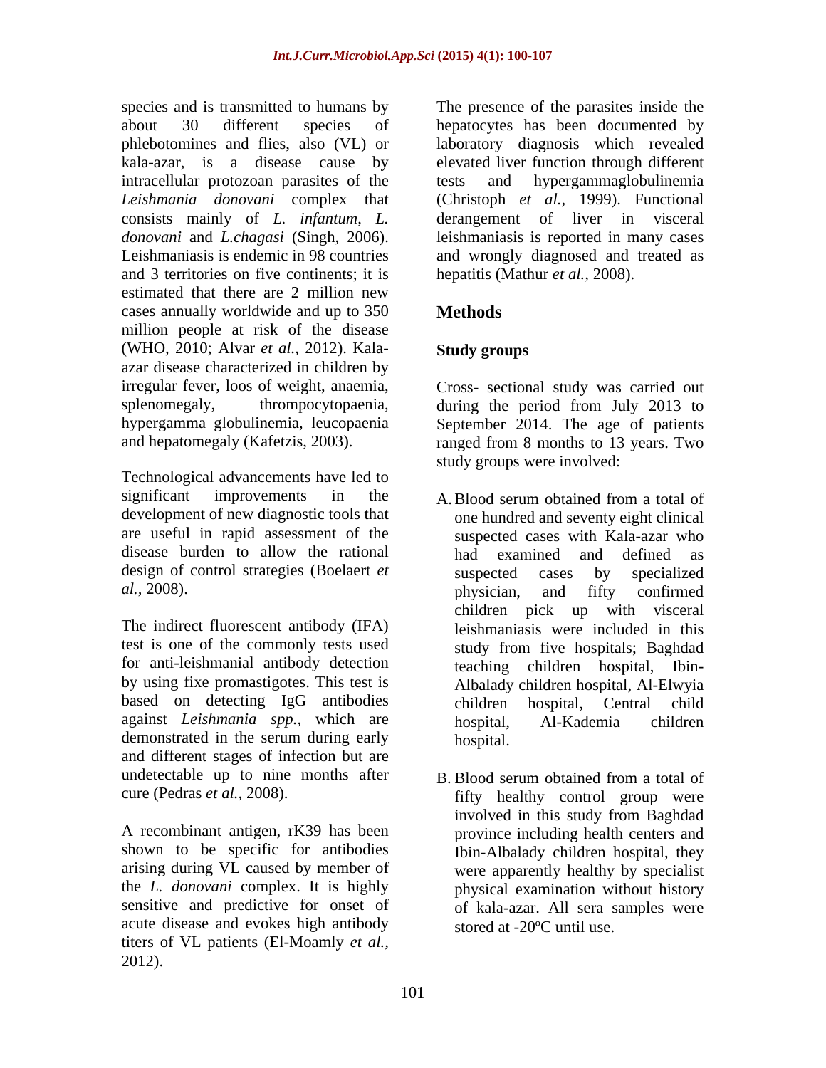species and is transmitted to humans by about 30 different species of phlebotomines and flies, also (VL) or kala-azar, is a disease cause by intracellular protozoan parasites of the *Leishmania donovani* complex that consists mainly of *L. infantum*, *L. donovani* and *L.chagasi* (Singh, 2006). Leishmaniasis is endemic in 98 countries and 3 territories on five continents; it is estimated that there are 2 million new cases annually worldwide and up to 350 million people at risk of the disease (WHO, 2010; Alvar *et al.,* 2012). Kala-azar disease characterized in children by irregular fever, loos of weight, anaemia, splenomegaly, thrompocytopaenia, hypergamma globulinemia, leucopaenia and hepatomegaly (Kafetzis, 2003).

Technological advancements have led to significant improvements in the development of new diagnostic tools that are useful in rapid assessment of the disease burden to allow the rational design of control strategies (Boelaert *et al.,* 2008).

The indirect fluorescent antibody (IFA) test is one of the commonly tests used for anti-leishmanial antibody detection by using fixe promastigotes. This test is based on detecting IgG antibodies against *Leishmania spp.*, which are demonstrated in the serum during early and different stages of infection but are undetectable up to nine months after cure (Pedras *et al.,* 2008).

A recombinant antigen, rK39 has been shown to be specific for antibodies arising during VL caused by member of the *L. donovani* complex. It is highly sensitive and predictive for onset of acute disease and evokes high antibody titers of VL patients (El-Moamly *et al.,* 2012).

The presence of the parasites inside the hepatocytes has been documented by laboratory diagnosis which revealed elevated liver function through different tests and hypergammaglobulinemia (Christoph *et al.*, 1999). Functional derangement of liver in visceral leishmaniasis is reported in many cases and wrongly diagnosed and treated as hepatitis (Mathur *et al.,* 2008).

## Methods

### Study groups

Cross- sectional study was carried out during the period from July 2013 to September 2014. The age of patients ranged from 8 months to 13 years. Two study groups were involved:

A. Blood serum obtained from a total of one hundred and seventy eight clinical suspected cases with Kala-azar who had examined and defined as suspected cases by specialized physician, and fifty confirmed children pick up with visceral leishmaniasis were included in this study from five hospitals; Baghdad teaching children hospital, Ibin-Albalady children hospital, Al-Elwyia children hospital, Central child hospital, Al-Kademia children hospital.

B. Blood serum obtained from a total of fifty healthy control group were involved in this study from Baghdad province including health centers and Ibin-Albalady children hospital, they were apparently healthy by specialist physical examination without history of kala-azar. All sera samples were stored at -20ºC until use.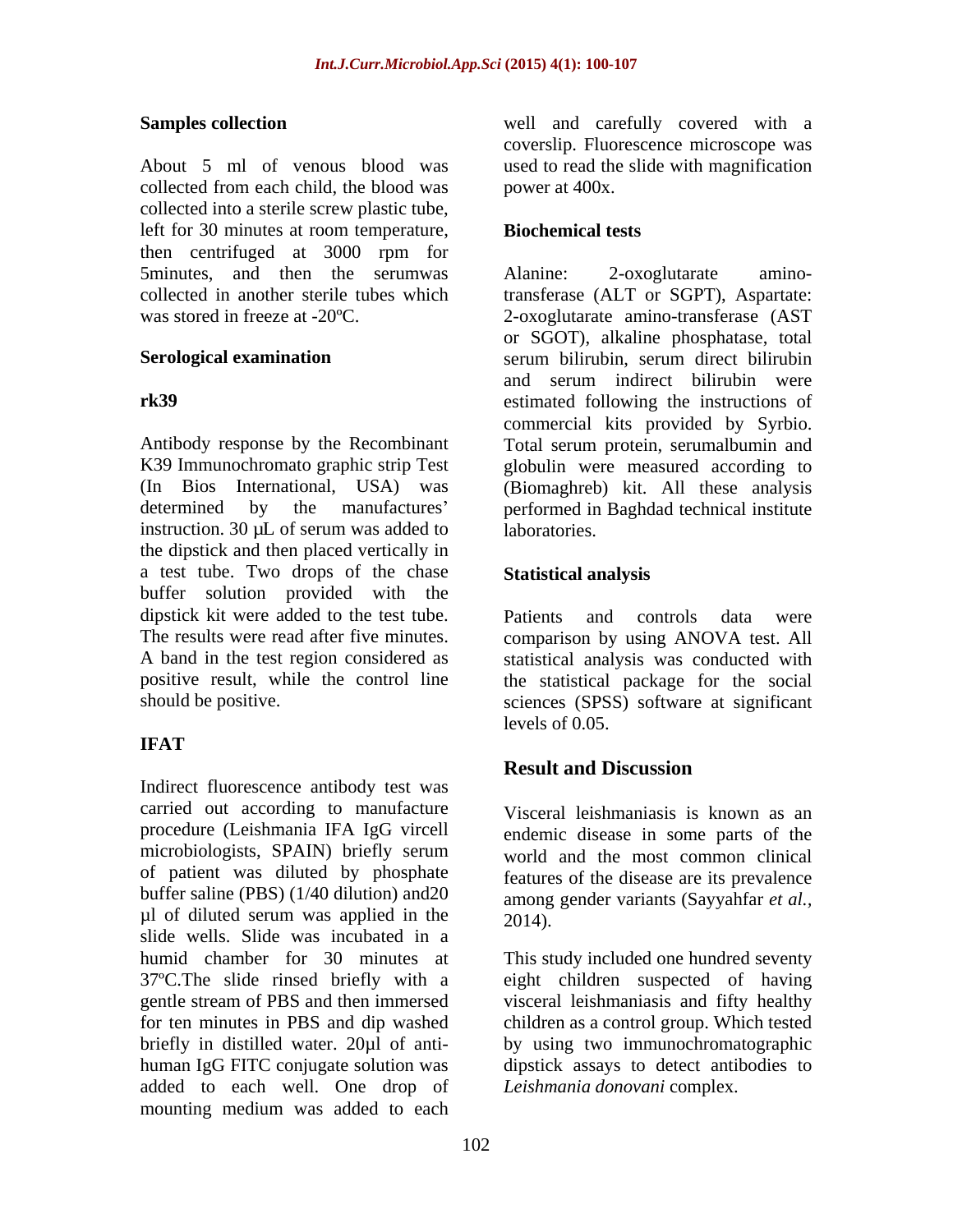## Samples collection

About 5 ml of venous blood was collected from each child, the blood was collected into a sterile screw plastic tube, left for 30 minutes at room temperature, then centrifuged at 3000 rpm for 5minutes, and then the serumwas collected in another sterile tubes which was stored in freeze at -20ºC.

## Serological examination

### rk39

Antibody response by the Recombinant K39 Immunochromato graphic strip Test (In Bios International, USA) was determined by the manufactures' instruction. 30 µL of serum was added to the dipstick and then placed vertically in a test tube. Two drops of the chase buffer solution provided with the dipstick kit were added to the test tube. The results were read after five minutes. A band in the test region considered as positive result, while the control line should be positive.

### IFAT

Indirect fluorescence antibody test was carried out according to manufacture procedure (Leishmania IFA IgG vircell microbiologists, SPAIN) briefly serum of patient was diluted by phosphate buffer saline (PBS) (1/40 dilution) and20 µl of diluted serum was applied in the slide wells. Slide was incubated in a humid chamber for 30 minutes at 37ºC.The slide rinsed briefly with a gentle stream of PBS and then immersed for ten minutes in PBS and dip washed briefly in distilled water. 20µl of anti-human IgG FITC conjugate solution was added to each well. One drop of mounting medium was added to each well and carefully covered with a coverslip. Fluorescence microscope was used to read the slide with magnification power at 400x.

## Biochemical tests

Alanine: 2-oxoglutarate amino-transferase (ALT or SGPT), Aspartate: 2-oxoglutarate amino-transferase (AST or SGOT), alkaline phosphatase, total serum bilirubin, serum direct bilirubin and serum indirect bilirubin were estimated following the instructions of commercial kits provided by Syrbio. Total serum protein, serumalbumin and globulin were measured according to (Biomaghreb) kit. All these analysis performed in Baghdad technical institute laboratories.

## Statistical analysis

Patients and controls data were comparison by using ANOVA test. All statistical analysis was conducted with the statistical package for the social sciences (SPSS) software at significant levels of 0.05.

## Result and Discussion

Visceral leishmaniasis is known as an endemic disease in some parts of the world and the most common clinical features of the disease are its prevalence among gender variants (Sayyahfar *et al.,* 2014).

This study included one hundred seventy eight children suspected of having visceral leishmaniasis and fifty healthy children as a control group. Which tested by using two immunochromatographic dipstick assays to detect antibodies to *Leishmania donovani* complex.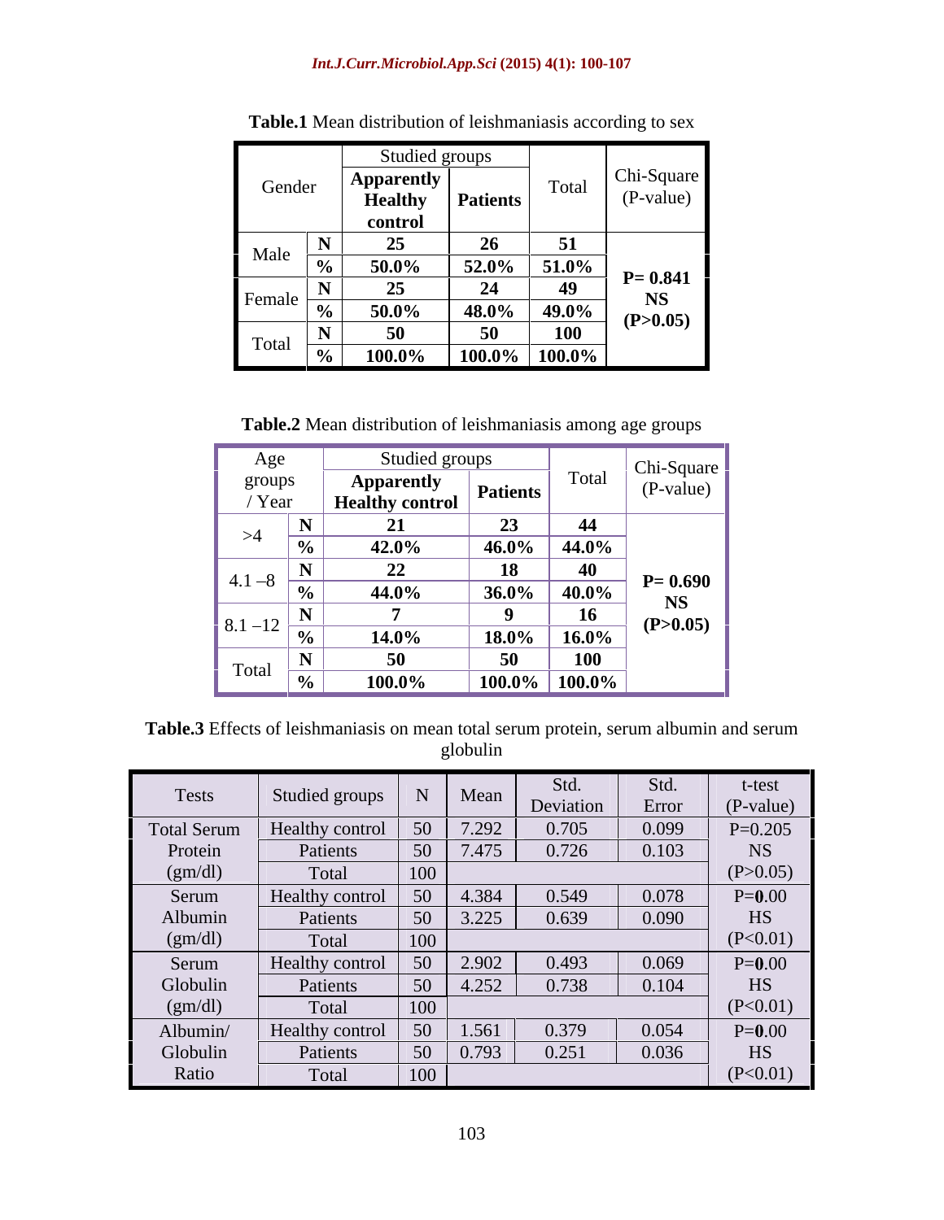**Table.1** Mean distribution of leishmaniasis according to sex

| Gender | | Studied groups | | Total | Chi-Square (P-value) |
|---|---|---|---|---|---|
| | | **Apparently Healthy control** | **Patients** | | |
| Male | **N** | **25** | **26** | **51** | **P= 0.841 NS (P>0.05)** |
| | **%** | **50.0%** | **52.0%** | **51.0%** | |
| Female | **N** | **25** | **24** | **49** | |
| | **%** | **50.0%** | **48.0%** | **49.0%** | |
| Total | **N** | **50** | **50** | **100** | |
| | **%** | **100.0%** | **100.0%** | **100.0%** | |

**Table.2** Mean distribution of leishmaniasis among age groups

| Age groups / Year | | Studied groups | | Total | Chi-Square (P-value) |
|---|---|---|---|---|---|
| | | **Apparently Healthy control** | **Patients** | | |
| >4 | **N** | **21** | **23** | **44** | **P= 0.690 NS (P>0.05)** |
| | **%** | **42.0%** | **46.0%** | **44.0%** | |
| 4.1 –8 | **N** | **22** | **18** | **40** | |
| | **%** | **44.0%** | **36.0%** | **40.0%** | |
| 8.1 –12 | **N** | **7** | **9** | **16** | |
| | **%** | **14.0%** | **18.0%** | **16.0%** | |
| Total | **N** | **50** | **50** | **100** | |
| | **%** | **100.0%** | **100.0%** | **100.0%** | |

**Table.3** Effects of leishmaniasis on mean total serum protein, serum albumin and serum globulin

| Tests | Studied groups | N | Mean | Std. Deviation | Std. Error | t-test (P-value) |
|---|---|---|---|---|---|---|
| Total Serum Protein (gm/dl) | Healthy control | 50 | 7.292 | 0.705 | 0.099 | P=0.205 NS (P>0.05) |
| | Patients | 50 | 7.475 | 0.726 | 0.103 | |
| | Total | 100 | | | | |
| Serum Albumin (gm/dl) | Healthy control | 50 | 4.384 | 0.549 | 0.078 | P=**0**.00 HS (P<0.01) |
| | Patients | 50 | 3.225 | 0.639 | 0.090 | |
| | Total | 100 | | | | |
| Serum Globulin (gm/dl) | Healthy control | 50 | 2.902 | 0.493 | 0.069 | P=**0**.00 HS (P<0.01) |
| | Patients | 50 | 4.252 | 0.738 | 0.104 | |
| | Total | 100 | | | | |
| Albumin/ Globulin Ratio | Healthy control | 50 | 1.561 | 0.379 | 0.054 | P=**0**.00 HS (P<0.01) |
| | Patients | 50 | 0.793 | 0.251 | 0.036 | |
| | Total | 100 | | | | |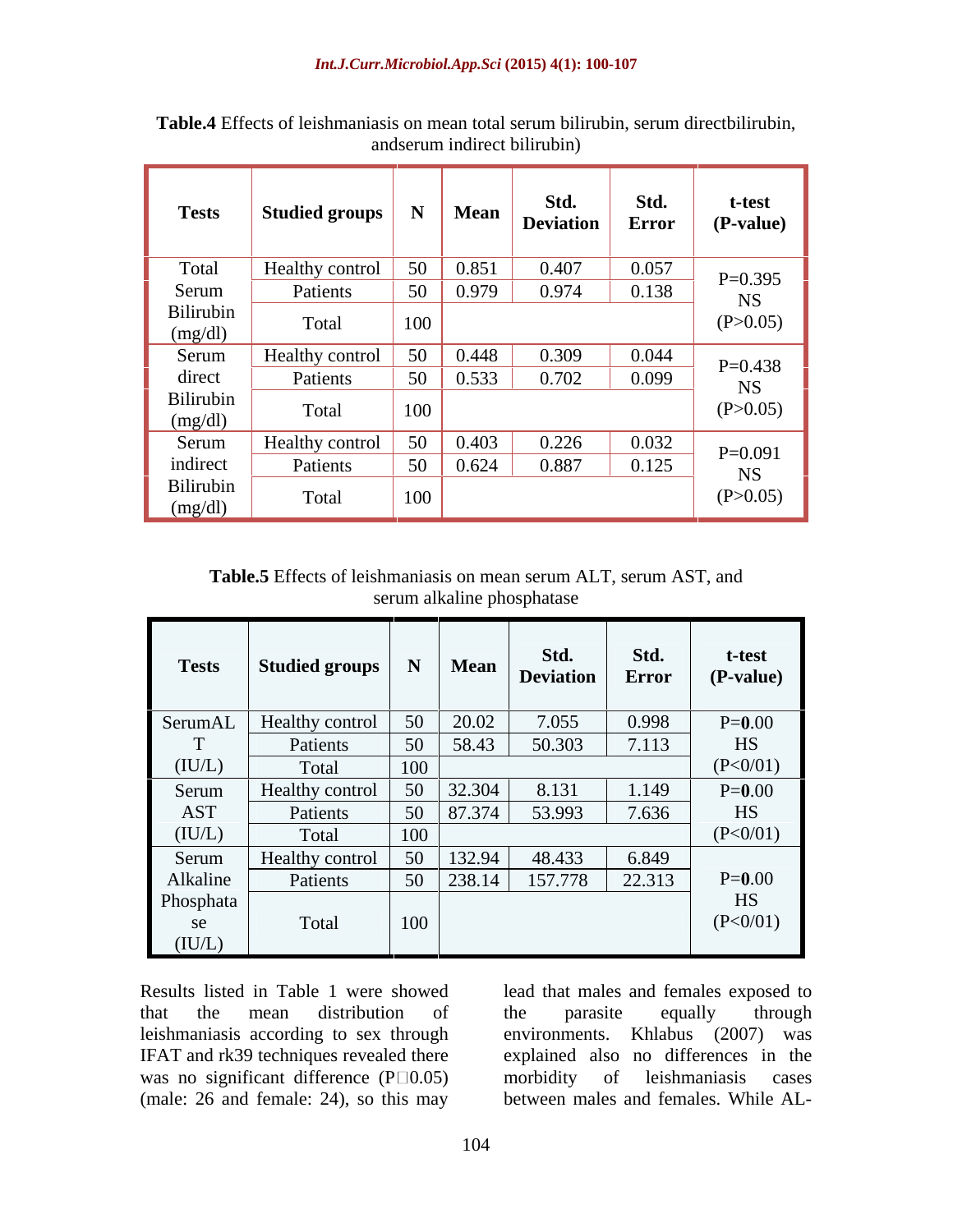**Table.4** Effects of leishmaniasis on mean total serum bilirubin, serum directbilirubin, andserum indirect bilirubin)

| Tests | Studied groups | N | Mean | Std. Deviation | Std. Error | t-test (P-value) |
|---|---|---|---|---|---|---|
| Total Serum Bilirubin (mg/dl) | Healthy control | 50 | 0.851 | 0.407 | 0.057 | P=0.395 NS (P>0.05) |
| | Patients | 50 | 0.979 | 0.974 | 0.138 | |
| | Total | 100 | | | | |
| Serum direct Bilirubin (mg/dl) | Healthy control | 50 | 0.448 | 0.309 | 0.044 | P=0.438 NS (P>0.05) |
| | Patients | 50 | 0.533 | 0.702 | 0.099 | |
| | Total | 100 | | | | |
| Serum indirect Bilirubin (mg/dl) | Healthy control | 50 | 0.403 | 0.226 | 0.032 | P=0.091 NS (P>0.05) |
| | Patients | 50 | 0.624 | 0.887 | 0.125 | |
| | Total | 100 | | | | |

**Table.5** Effects of leishmaniasis on mean serum ALT, serum AST, and serum alkaline phosphatase

| Tests | Studied groups | N | Mean | Std. Deviation | Std. Error | t-test (P-value) |
|---|---|---|---|---|---|---|
| SerumALT (IU/L) | Healthy control | 50 | 20.02 | 7.055 | 0.998 | P=**0**.00 HS (P<0/01) |
| | Patients | 50 | 58.43 | 50.303 | 7.113 | |
| | Total | 100 | | | | |
| Serum AST (IU/L) | Healthy control | 50 | 32.304 | 8.131 | 1.149 | P=**0**.00 HS (P<0/01) |
| | Patients | 50 | 87.374 | 53.993 | 7.636 | |
| | Total | 100 | | | | |
| Serum Alkaline Phosphatase (IU/L) | Healthy control | 50 | 132.94 | 48.433 | 6.849 | P=**0**.00 HS (P<0/01) |
| | Patients | 50 | 238.14 | 157.778 | 22.313 | |
| | Total | 100 | | | | |

Results listed in Table 1 were showed that the mean distribution of leishmaniasis according to sex through IFAT and rk39 techniques revealed there was no significant difference (P□0.05) (male: 26 and female: 24), so this may lead that males and females exposed to the parasite equally through environments. Khlabus (2007) was explained also no differences in the morbidity of leishmaniasis cases between males and females. While AL-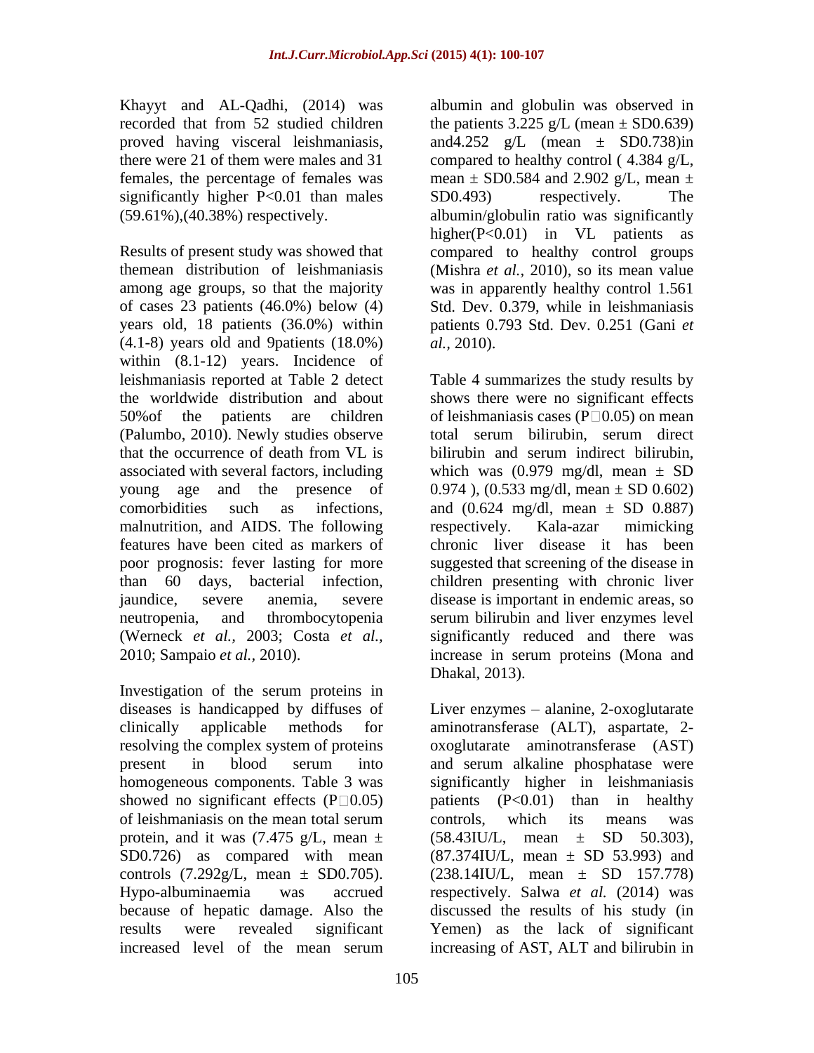Khayyt and AL-Qadhi, (2014) was recorded that from 52 studied children proved having visceral leishmaniasis, there were 21 of them were males and 31 females, the percentage of females was significantly higher P<0.01 than males (59.61%),(40.38%) respectively.

Results of present study was showed that themean distribution of leishmaniasis among age groups, so that the majority of cases 23 patients (46.0%) below (4) years old, 18 patients (36.0%) within (4.1-8) years old and 9patients (18.0%) within (8.1-12) years. Incidence of leishmaniasis reported at Table 2 detect the worldwide distribution and about 50%of the patients are children (Palumbo, 2010). Newly studies observe that the occurrence of death from VL is associated with several factors, including young age and the presence of comorbidities such as infections, malnutrition, and AIDS. The following features have been cited as markers of poor prognosis: fever lasting for more than 60 days, bacterial infection, jaundice, severe anemia, severe neutropenia, and thrombocytopenia (Werneck *et al.,* 2003; Costa *et al.,* 2010; Sampaio *et al.,* 2010).

Investigation of the serum proteins in diseases is handicapped by diffuses of clinically applicable methods for resolving the complex system of proteins present in blood serum into homogeneous components. Table 3 was showed no significant effects (P□0.05) of leishmaniasis on the mean total serum protein, and it was (7.475 g/L, mean ± SD0.726) as compared with mean controls (7.292g/L, mean ± SD0.705). Hypo-albuminaemia was accrued because of hepatic damage. Also the results were revealed significant increased level of the mean serum albumin and globulin was observed in the patients 3.225 g/L (mean ± SD0.639) and4.252 g/L (mean ± SD0.738)in compared to healthy control ( 4.384 g/L, mean ± SD0.584 and 2.902 g/L, mean ± SD0.493) respectively. The albumin/globulin ratio was significantly higher(P<0.01) in VL patients as compared to healthy control groups (Mishra *et al.,* 2010), so its mean value was in apparently healthy control 1.561 Std. Dev. 0.379, while in leishmaniasis patients 0.793 Std. Dev. 0.251 (Gani *et al.,* 2010).

Table 4 summarizes the study results by shows there were no significant effects of leishmaniasis cases (P□0.05) on mean total serum bilirubin, serum direct bilirubin and serum indirect bilirubin, which was (0.979 mg/dl, mean ± SD 0.974 ), (0.533 mg/dl, mean ± SD 0.602) and (0.624 mg/dl, mean ± SD 0.887) respectively. Kala-azar mimicking chronic liver disease it has been suggested that screening of the disease in children presenting with chronic liver disease is important in endemic areas, so serum bilirubin and liver enzymes level significantly reduced and there was increase in serum proteins (Mona and Dhakal, 2013).

Liver enzymes – alanine, 2-oxoglutarate aminotransferase (ALT), aspartate, 2-oxoglutarate aminotransferase (AST) and serum alkaline phosphatase were significantly higher in leishmaniasis patients (P<0.01) than in healthy controls, which its means was (58.43IU/L, mean ± SD 50.303), (87.374IU/L, mean ± SD 53.993) and (238.14IU/L, mean ± SD 157.778) respectively. Salwa *et al.* (2014) was discussed the results of his study (in Yemen) as the lack of significant increasing of AST, ALT and bilirubin in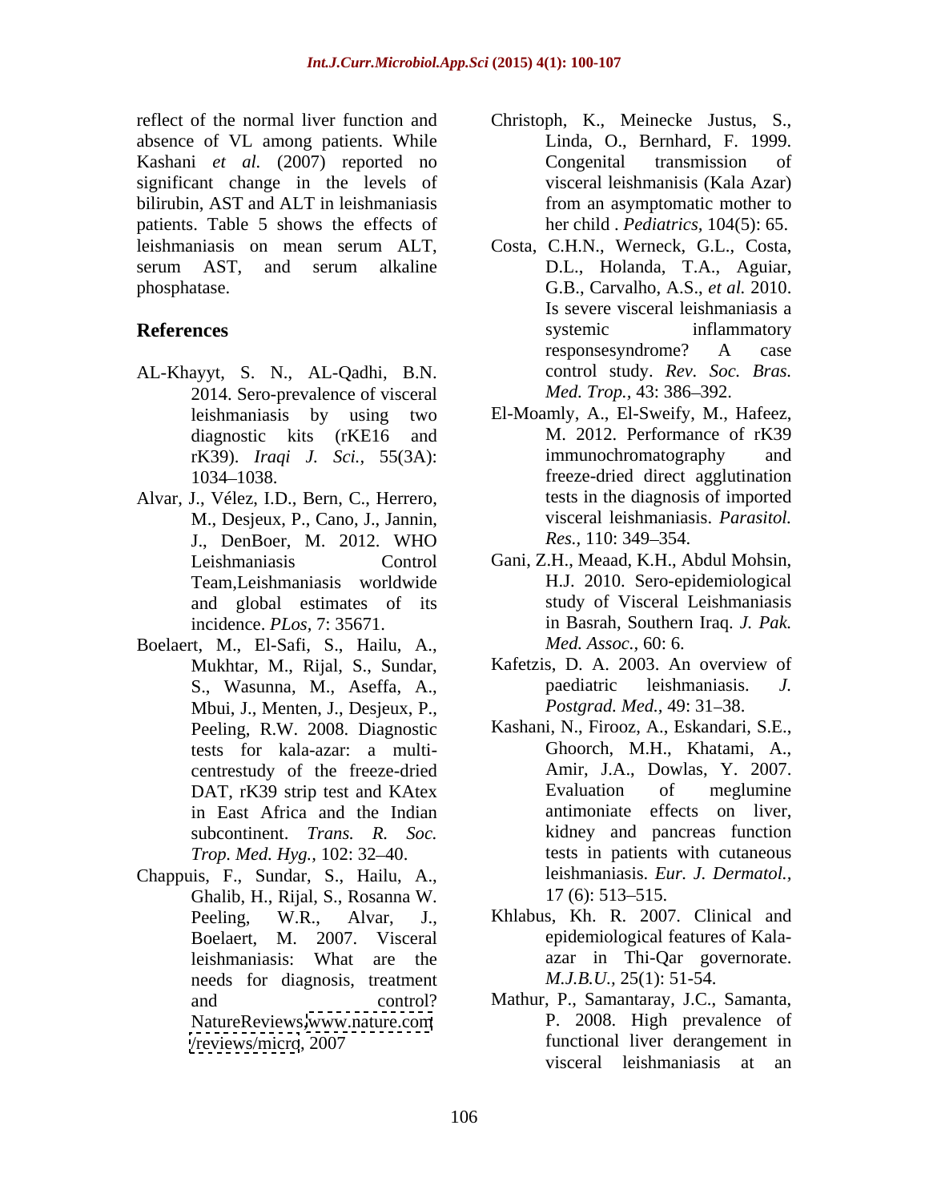reflect of the normal liver function and absence of VL among patients. While Kashani *et al.* (2007) reported no significant change in the levels of bilirubin, AST and ALT in leishmaniasis patients. Table 5 shows the effects of leishmaniasis on mean serum ALT, serum AST, and serum alkaline phosphatase.

## References

AL-Khayyt, S. N., AL-Qadhi, B.N. 2014. Sero-prevalence of visceral leishmaniasis by using two diagnostic kits (rKE16 and rK39). *Iraqi J. Sci.,* 55(3A): 1034–1038.

Alvar, J., Vélez, I.D., Bern, C., Herrero, M., Desjeux, P., Cano, J., Jannin, J., DenBoer, M. 2012. WHO Leishmaniasis Control Team,Leishmaniasis worldwide and global estimates of its incidence. *PLos*, 7: 35671.

Boelaert, M., El-Safi, S., Hailu, A., Mukhtar, M., Rijal, S., Sundar, S., Wasunna, M., Aseffa, A., Mbui, J., Menten, J., Desjeux, P., Peeling, R.W. 2008. Diagnostic tests for kala-azar: a multi-centrestudy of the freeze-dried DAT, rK39 strip test and KAtex in East Africa and the Indian subcontinent. *Trans. R. Soc. Trop. Med. Hyg.,* 102: 32–40.

Chappuis, F., Sundar, S., Hailu, A., Ghalib, H., Rijal, S., Rosanna W. Peeling, W.R., Alvar, J., Boelaert, M. 2007. Visceral leishmaniasis: What are the needs for diagnosis, treatment and control? NatureReviews www.nature.com /reviews/micro, 2007

Christoph, K., Meinecke Justus, S., Linda, O., Bernhard, F. 1999. Congenital transmission of visceral leishmanisis (Kala Azar) from an asymptomatic mother to her child . *Pediatrics*, 104(5): 65.

Costa, C.H.N., Werneck, G.L., Costa, D.L., Holanda, T.A., Aguiar, G.B., Carvalho, A.S., *et al.* 2010. Is severe visceral leishmaniasis a systemic inflammatory responsesyndrome? A case control study. *Rev. Soc. Bras. Med. Trop.,* 43: 386–392.

El-Moamly, A., El-Sweify, M., Hafeez, M. 2012. Performance of rK39 immunochromatography and freeze-dried direct agglutination tests in the diagnosis of imported visceral leishmaniasis. *Parasitol. Res.,* 110: 349–354.

Gani, Z.H., Meaad, K.H., Abdul Mohsin, H.J. 2010. Sero-epidemiological study of Visceral Leishmaniasis in Basrah, Southern Iraq. *J. Pak. Med. Assoc.,* 60: 6.

Kafetzis, D. A. 2003. An overview of paediatric leishmaniasis. *J. Postgrad. Med.,* 49: 31–38.

Kashani, N., Firooz, A., Eskandari, S.E., Ghoorch, M.H., Khatami, A., Amir, J.A., Dowlas, Y. 2007. Evaluation of meglumine antimoniate effects on liver, kidney and pancreas function tests in patients with cutaneous leishmaniasis. *Eur. J. Dermatol.,* 17 (6): 513–515.

Khlabus, Kh. R. 2007. Clinical and epidemiological features of Kala-azar in Thi-Qar governorate. *M.J.B.U.,* 25(1): 51-54.

Mathur, P., Samantaray, J.C., Samanta, P. 2008. High prevalence of functional liver derangement in visceral leishmaniasis at an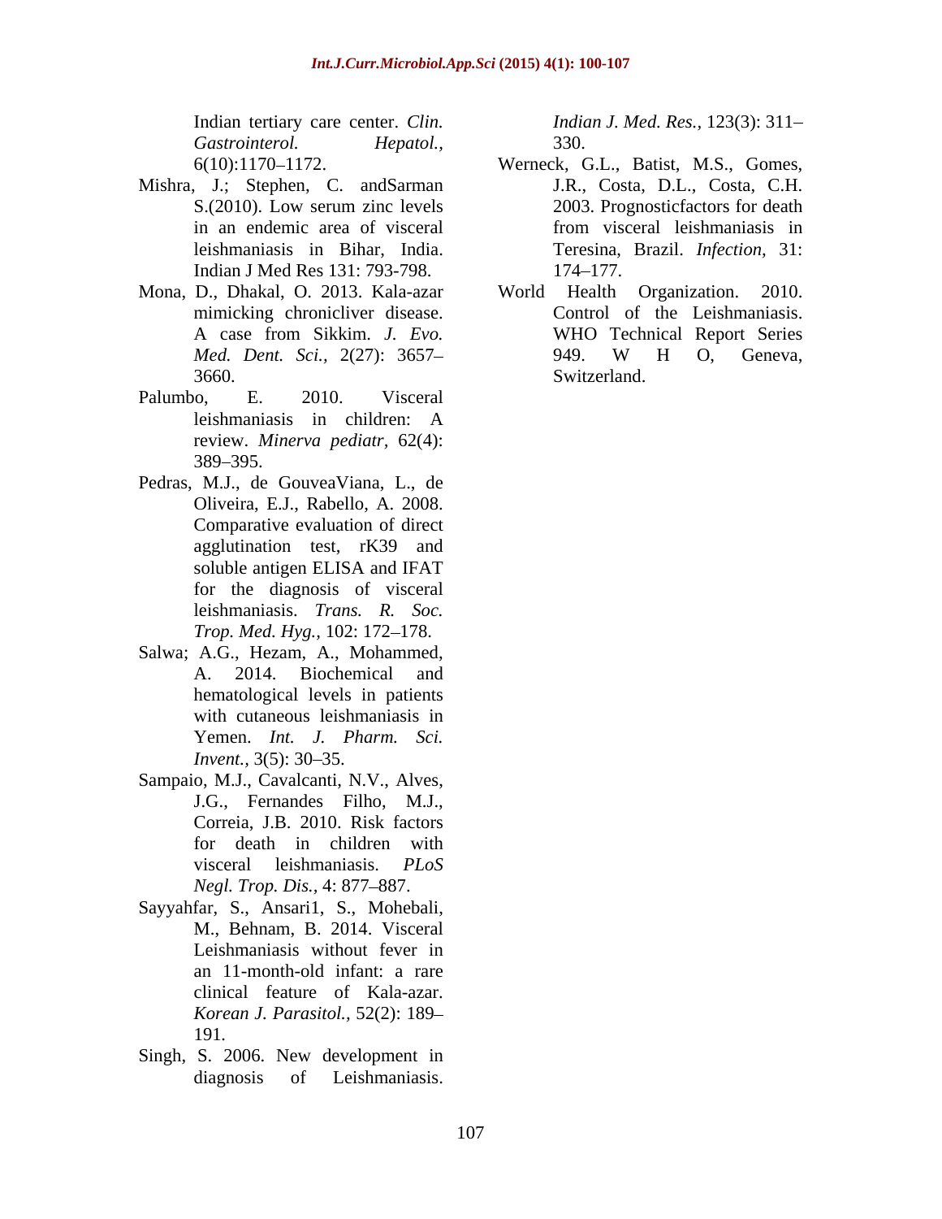Indian tertiary care center. *Clin. Gastrointerol. Hepatol.,* 6(10):1170–1172.

Mishra, J.; Stephen, C. andSarman S.(2010). Low serum zinc levels in an endemic area of visceral leishmaniasis in Bihar, India. Indian J Med Res 131: 793-798.

Mona, D., Dhakal, O. 2013. Kala-azar mimicking chronicliver disease. A case from Sikkim. *J. Evo. Med. Dent. Sci.,* 2(27): 3657–3660.

Palumbo, E. 2010. Visceral leishmaniasis in children: A review. *Minerva pediatr,* 62(4): 389–395.

Pedras, M.J., de GouveaViana, L., de Oliveira, E.J., Rabello, A. 2008. Comparative evaluation of direct agglutination test, rK39 and soluble antigen ELISA and IFAT for the diagnosis of visceral leishmaniasis. *Trans. R. Soc. Trop. Med. Hyg.,* 102: 172–178.

Salwa; A.G., Hezam, A., Mohammed, A. 2014. Biochemical and hematological levels in patients with cutaneous leishmaniasis in Yemen. *Int. J. Pharm. Sci. Invent.,* 3(5): 30–35.

Sampaio, M.J., Cavalcanti, N.V., Alves, J.G., Fernandes Filho, M.J., Correia, J.B. 2010. Risk factors for death in children with visceral leishmaniasis. *PLoS Negl. Trop. Dis.,* 4: 877–887.

Sayyahfar, S., Ansari1, S., Mohebali, M., Behnam, B. 2014. Visceral Leishmaniasis without fever in an 11-month-old infant: a rare clinical feature of Kala-azar. *Korean J. Parasitol.,* 52(2): 189–191.

Singh, S. 2006. New development in diagnosis of Leishmaniasis. *Indian J. Med. Res.,* 123(3): 311–330.

Werneck, G.L., Batist, M.S., Gomes, J.R., Costa, D.L., Costa, C.H. 2003. Prognosticfactors for death from visceral leishmaniasis in Teresina, Brazil. *Infection,* 31: 174–177.

World Health Organization. 2010. Control of the Leishmaniasis. WHO Technical Report Series 949. W H O, Geneva, Switzerland.